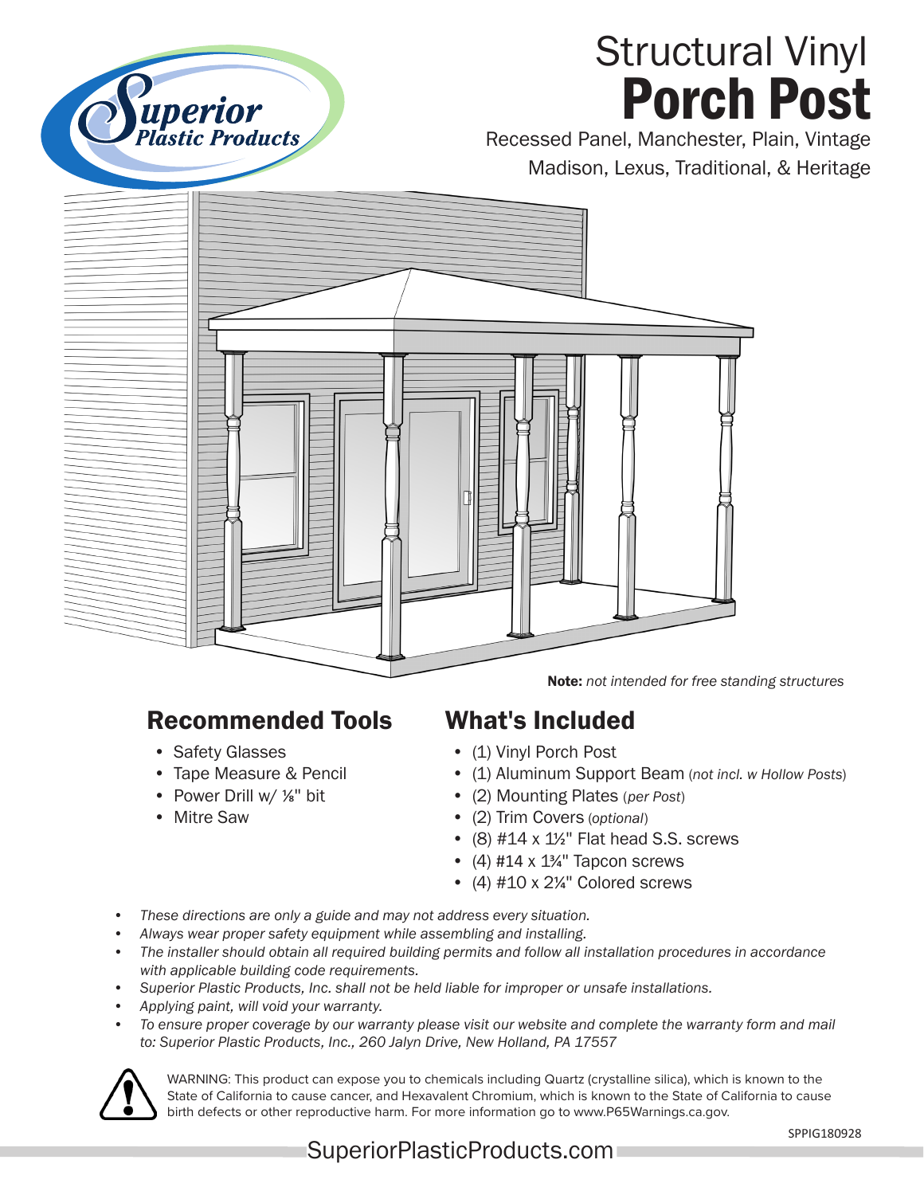Superior Plastic Products

# Structural Vinyl **Porch Post**

Recessed Panel, Manchester, Plain, Vintage
Madison, Lexus, Traditional, & Heritage

**Note:** *not intended for free standing structures*

## Recommended Tools

- Safety Glasses
- Tape Measure & Pencil
- Power Drill w/ ⅛" bit
- Mitre Saw

## What's Included

- (1) Vinyl Porch Post
- (1) Aluminum Support Beam (*not incl. w Hollow Posts*)
- (2) Mounting Plates (*per Post*)
- (2) Trim Covers (*optional*)
- (8) #14 x 1½" Flat head S.S. screws
- (4) #14 x 1¾" Tapcon screws
- (4) #10 x 2¼" Colored screws

- *These directions are only a guide and may not address every situation.*
- *Always wear proper safety equipment while assembling and installing.*
- *The installer should obtain all required building permits and follow all installation procedures in accordance with applicable building code requirements.*
- *Superior Plastic Products, Inc. shall not be held liable for improper or unsafe installations.*
- *Applying paint, will void your warranty.*
- *To ensure proper coverage by our warranty please visit our website and complete the warranty form and mail to: Superior Plastic Products, Inc., 260 Jalyn Drive, New Holland, PA 17557*

WARNING: This product can expose you to chemicals including Quartz (crystalline silica), which is known to the State of California to cause cancer, and Hexavalent Chromium, which is known to the State of California to cause birth defects or other reproductive harm. For more information go to www.P65Warnings.ca.gov.

SPPIG180928

SuperiorPlasticProducts.com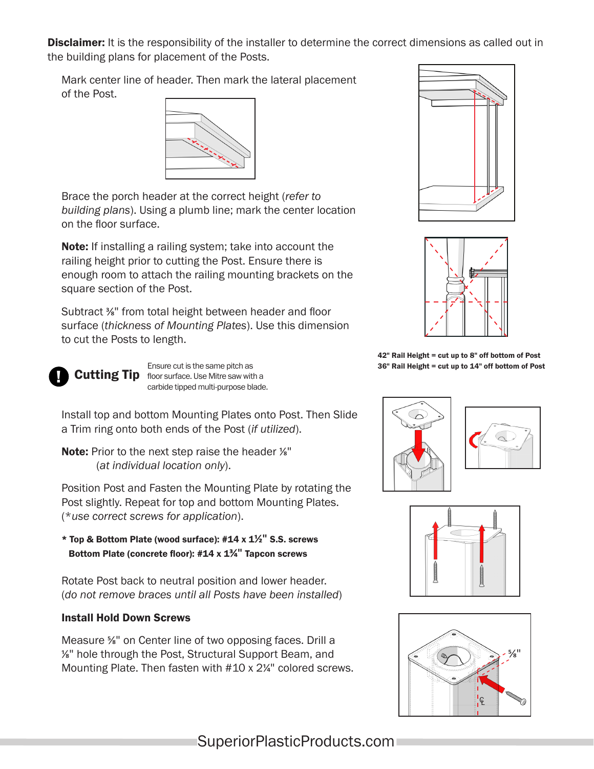**Disclaimer:** It is the responsibility of the installer to determine the correct dimensions as called out in the building plans for placement of the Posts.

Mark center line of header. Then mark the lateral placement of the Post.

Brace the porch header at the correct height (*refer to building plans*). Using a plumb line; mark the center location on the floor surface.

**Note:** If installing a railing system; take into account the railing height prior to cutting the Post. Ensure there is enough room to attach the railing mounting brackets on the square section of the Post.

**42" Rail Height = cut up to 8" off bottom of Post**
**36" Rail Height = cut up to 14" off bottom of Post**

Subtract ⅜" from total height between header and floor surface (*thickness of Mounting Plates*). Use this dimension to cut the Posts to length.

**Cutting Tip** Ensure cut is the same pitch as floor surface. Use Mitre saw with a carbide tipped multi-purpose blade.

Install top and bottom Mounting Plates onto Post. Then Slide a Trim ring onto both ends of the Post (*if utilized*).

**Note:** Prior to the next step raise the header ⅛" (*at individual location only*).

Position Post and Fasten the Mounting Plate by rotating the Post slightly. Repeat for top and bottom Mounting Plates. (*\*use correct screws for application*).

**\* Top & Bottom Plate (wood surface): #14 x 1½" S.S. screws**
**Bottom Plate (concrete floor): #14 x 1¾" Tapcon screws**

Rotate Post back to neutral position and lower header. (*do not remove braces until all Posts have been installed*)

### Install Hold Down Screws

Measure ⅝" on Center line of two opposing faces. Drill a ⅛" hole through the Post, Structural Support Beam, and Mounting Plate. Then fasten with #10 x 2¼" colored screws.

SuperiorPlasticProducts.com